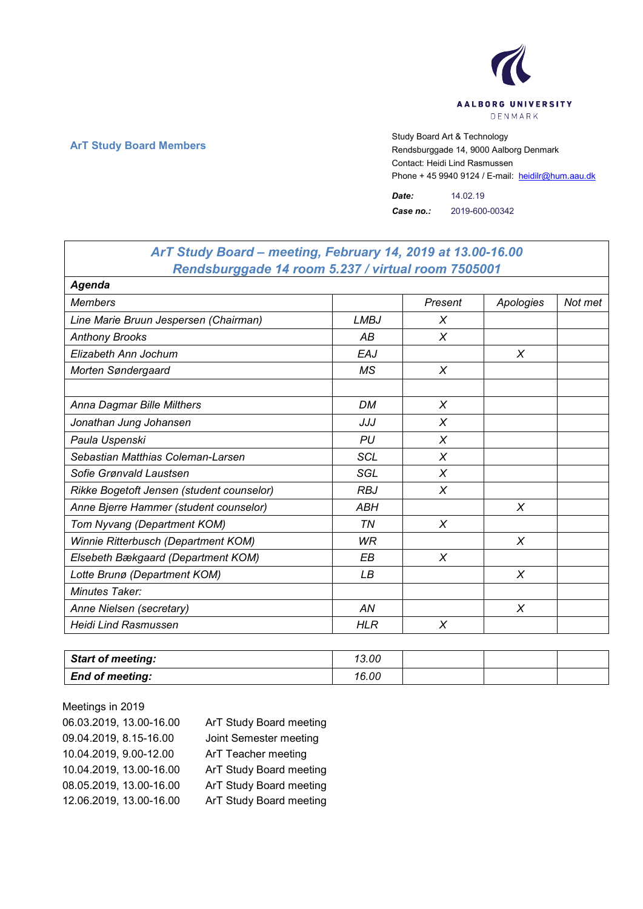AALBORG UNIVERSITY
DENMARK

**ArT Study Board Members**

Study Board Art & Technology
Rendsburggade 14, 9000 Aalborg Denmark
Contact: Heidi Lind Rasmussen
Phone + 45 9940 9124 / E-mail: heidilr@hum.aau.dk

***Date:*** 14.02.19
***Case no.:*** 2019-600-00342

## *ArT Study Board – meeting, February 14, 2019 at 13.00-16.00*
## *Rendsburggade 14 room 5.237 / virtual room 7505001*

***Agenda***

| *Members* | | *Present* | *Apologies* | *Not met* |
|---|---|---|---|---|
| *Line Marie Bruun Jespersen (Chairman)* | *LMBJ* | *X* | | |
| *Anthony Brooks* | *AB* | *X* | | |
| *Elizabeth Ann Jochum* | *EAJ* | | *X* | |
| *Morten Søndergaard* | *MS* | *X* | | |
| | | | | |
| *Anna Dagmar Bille Milthers* | *DM* | *X* | | |
| *Jonathan Jung Johansen* | *JJJ* | *X* | | |
| *Paula Uspenski* | *PU* | *X* | | |
| *Sebastian Matthias Coleman-Larsen* | *SCL* | *X* | | |
| *Sofie Grønvald Laustsen* | *SGL* | *X* | | |
| *Rikke Bogetoft Jensen (student counselor)* | *RBJ* | *X* | | |
| *Anne Bjerre Hammer (student counselor)* | *ABH* | | *X* | |
| *Tom Nyvang (Department KOM)* | *TN* | *X* | | |
| *Winnie Ritterbusch (Department KOM)* | *WR* | | *X* | |
| *Elsebeth Bækgaard (Department KOM)* | *EB* | *X* | | |
| *Lotte Brunø (Department KOM)* | *LB* | | *X* | |
| *Minutes Taker:* | | | | |
| *Anne Nielsen (secretary)* | *AN* | | *X* | |
| *Heidi Lind Rasmussen* | *HLR* | *X* | | |

| | | | | |
|---|---|---|---|---|
| ***Start of meeting:*** | *13.00* | | | |
| ***End of meeting:*** | *16.00* | | | |

Meetings in 2019

| | |
|---|---|
| 06.03.2019, 13.00-16.00 | ArT Study Board meeting |
| 09.04.2019, 8.15-16.00 | Joint Semester meeting |
| 10.04.2019, 9.00-12.00 | ArT Teacher meeting |
| 10.04.2019, 13.00-16.00 | ArT Study Board meeting |
| 08.05.2019, 13.00-16.00 | ArT Study Board meeting |
| 12.06.2019, 13.00-16.00 | ArT Study Board meeting |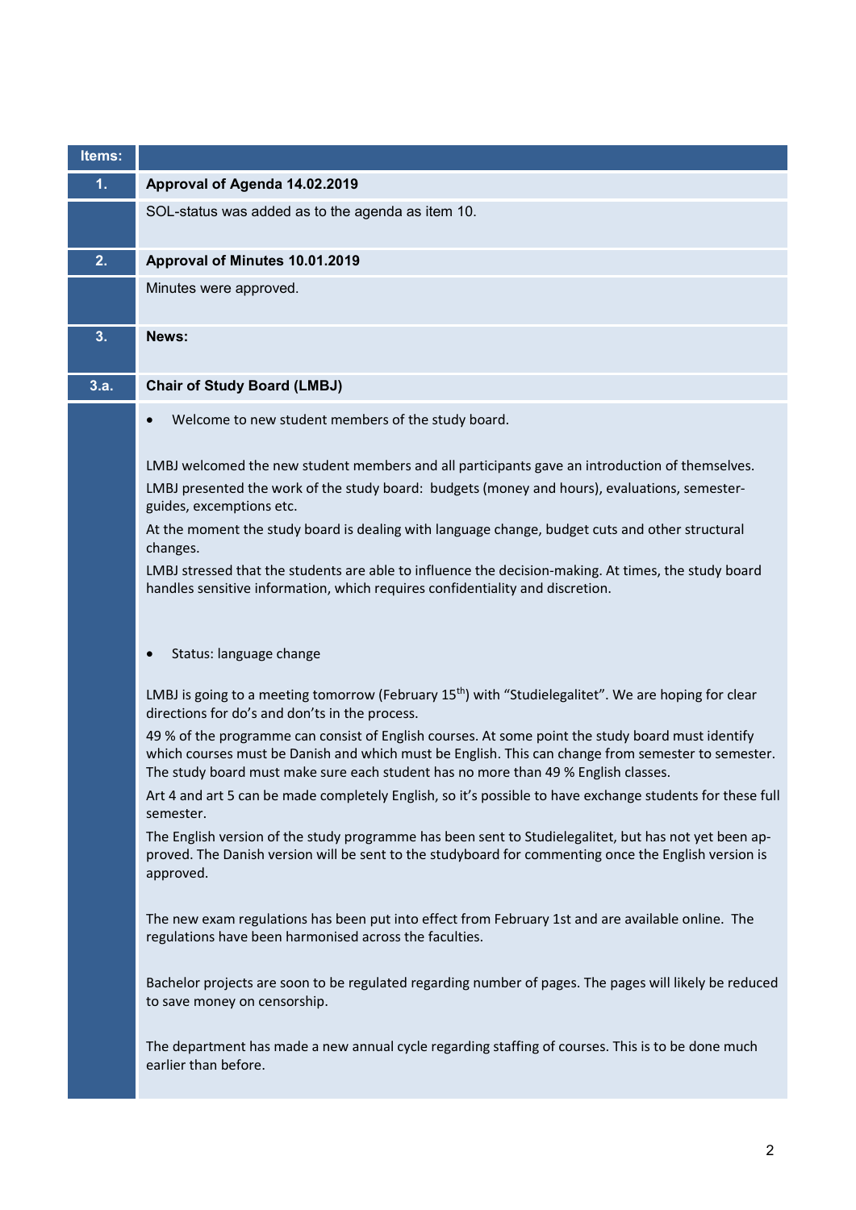| Items: | |
|---|---|
| **1.** | **Approval of Agenda 14.02.2019** |
| | SOL-status was added as to the agenda as item 10. |
| **2.** | **Approval of Minutes 10.01.2019** |
| | Minutes were approved. |
| **3.** | **News:** |
| **3.a.** | **Chair of Study Board (LMBJ)** |

- Welcome to new student members of the study board.

LMBJ welcomed the new student members and all participants gave an introduction of themselves.

LMBJ presented the work of the study board: budgets (money and hours), evaluations, semester-guides, excemptions etc.

At the moment the study board is dealing with language change, budget cuts and other structural changes.

LMBJ stressed that the students are able to influence the decision-making. At times, the study board handles sensitive information, which requires confidentiality and discretion.

- Status: language change

LMBJ is going to a meeting tomorrow (February 15th) with "Studielegalitet". We are hoping for clear directions for do's and don'ts in the process.

49 % of the programme can consist of English courses. At some point the study board must identify which courses must be Danish and which must be English. This can change from semester to semester. The study board must make sure each student has no more than 49 % English classes.

Art 4 and art 5 can be made completely English, so it's possible to have exchange students for these full semester.

The English version of the study programme has been sent to Studielegalitet, but has not yet been approved. The Danish version will be sent to the studyboard for commenting once the English version is approved.

The new exam regulations has been put into effect from February 1st and are available online. The regulations have been harmonised across the faculties.

Bachelor projects are soon to be regulated regarding number of pages. The pages will likely be reduced to save money on censorship.

The department has made a new annual cycle regarding staffing of courses. This is to be done much earlier than before.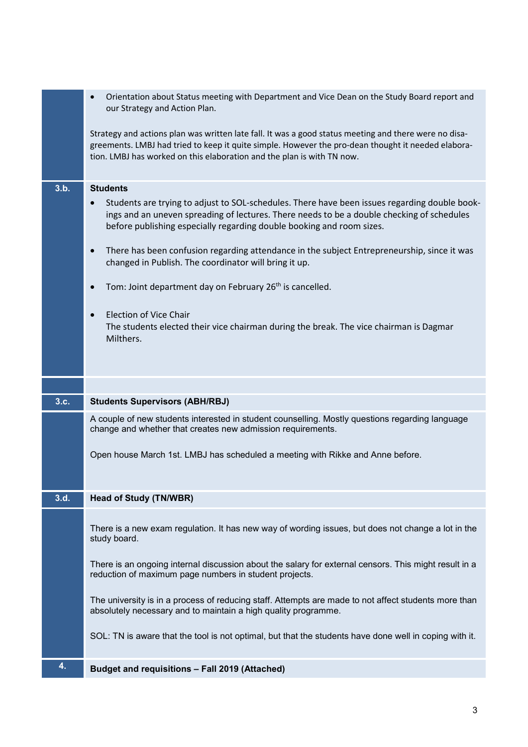- Orientation about Status meeting with Department and Vice Dean on the Study Board report and our Strategy and Action Plan.

Strategy and actions plan was written late fall. It was a good status meeting and there were no disagreements. LMBJ had tried to keep it quite simple. However the pro-dean thought it needed elaboration. LMBJ has worked on this elaboration and the plan is with TN now.

### 3.b. Students

- Students are trying to adjust to SOL-schedules. There have been issues regarding double bookings and an uneven spreading of lectures. There needs to be a double checking of schedules before publishing especially regarding double booking and room sizes.

- There has been confusion regarding attendance in the subject Entrepreneurship, since it was changed in Publish. The coordinator will bring it up.

- Tom: Joint department day on February 26th is cancelled.

- Election of Vice Chair
  The students elected their vice chairman during the break. The vice chairman is Dagmar Milthers.

### 3.c. Students Supervisors (ABH/RBJ)

A couple of new students interested in student counselling. Mostly questions regarding language change and whether that creates new admission requirements.

Open house March 1st. LMBJ has scheduled a meeting with Rikke and Anne before.

### 3.d. Head of Study (TN/WBR)

There is a new exam regulation. It has new way of wording issues, but does not change a lot in the study board.

There is an ongoing internal discussion about the salary for external censors. This might result in a reduction of maximum page numbers in student projects.

The university is in a process of reducing staff. Attempts are made to not affect students more than absolutely necessary and to maintain a high quality programme.

SOL: TN is aware that the tool is not optimal, but that the students have done well in coping with it.

## 4. Budget and requisitions – Fall 2019 (Attached)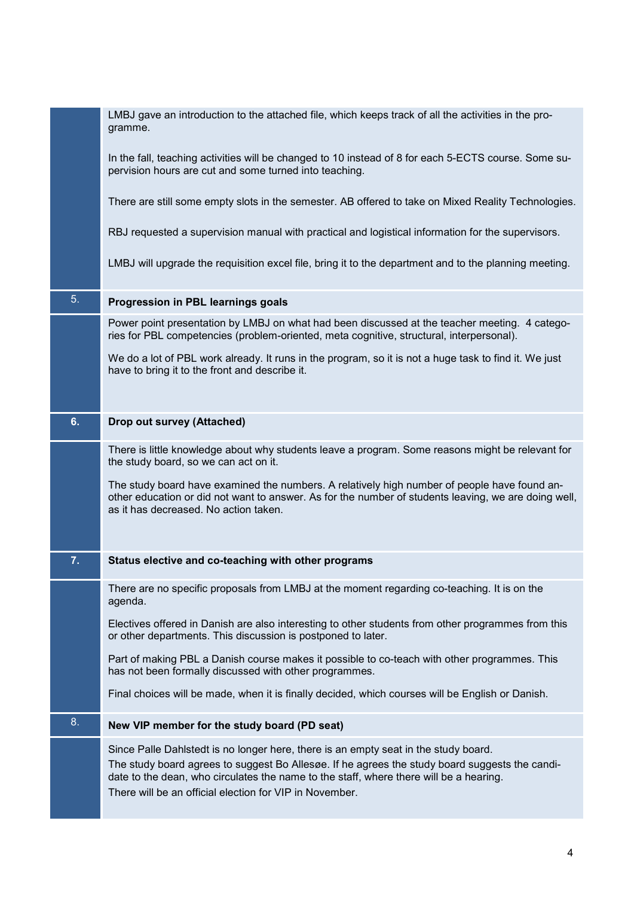LMBJ gave an introduction to the attached file, which keeps track of all the activities in the programme.

In the fall, teaching activities will be changed to 10 instead of 8 for each 5-ECTS course. Some supervision hours are cut and some turned into teaching.

There are still some empty slots in the semester. AB offered to take on Mixed Reality Technologies.

RBJ requested a supervision manual with practical and logistical information for the supervisors.

LMBJ will upgrade the requisition excel file, bring it to the department and to the planning meeting.

## 5. Progression in PBL learnings goals

Power point presentation by LMBJ on what had been discussed at the teacher meeting. 4 categories for PBL competencies (problem-oriented, meta cognitive, structural, interpersonal).

We do a lot of PBL work already. It runs in the program, so it is not a huge task to find it. We just have to bring it to the front and describe it.

## 6. Drop out survey (Attached)

There is little knowledge about why students leave a program. Some reasons might be relevant for the study board, so we can act on it.

The study board have examined the numbers. A relatively high number of people have found another education or did not want to answer. As for the number of students leaving, we are doing well, as it has decreased. No action taken.

## 7. Status elective and co-teaching with other programs

There are no specific proposals from LMBJ at the moment regarding co-teaching. It is on the agenda.

Electives offered in Danish are also interesting to other students from other programmes from this or other departments. This discussion is postponed to later.

Part of making PBL a Danish course makes it possible to co-teach with other programmes. This has not been formally discussed with other programmes.

Final choices will be made, when it is finally decided, which courses will be English or Danish.

## 8. New VIP member for the study board (PD seat)

Since Palle Dahlstedt is no longer here, there is an empty seat in the study board.
The study board agrees to suggest Bo Allesøe. If he agrees the study board suggests the candidate to the dean, who circulates the name to the staff, where there will be a hearing.
There will be an official election for VIP in November.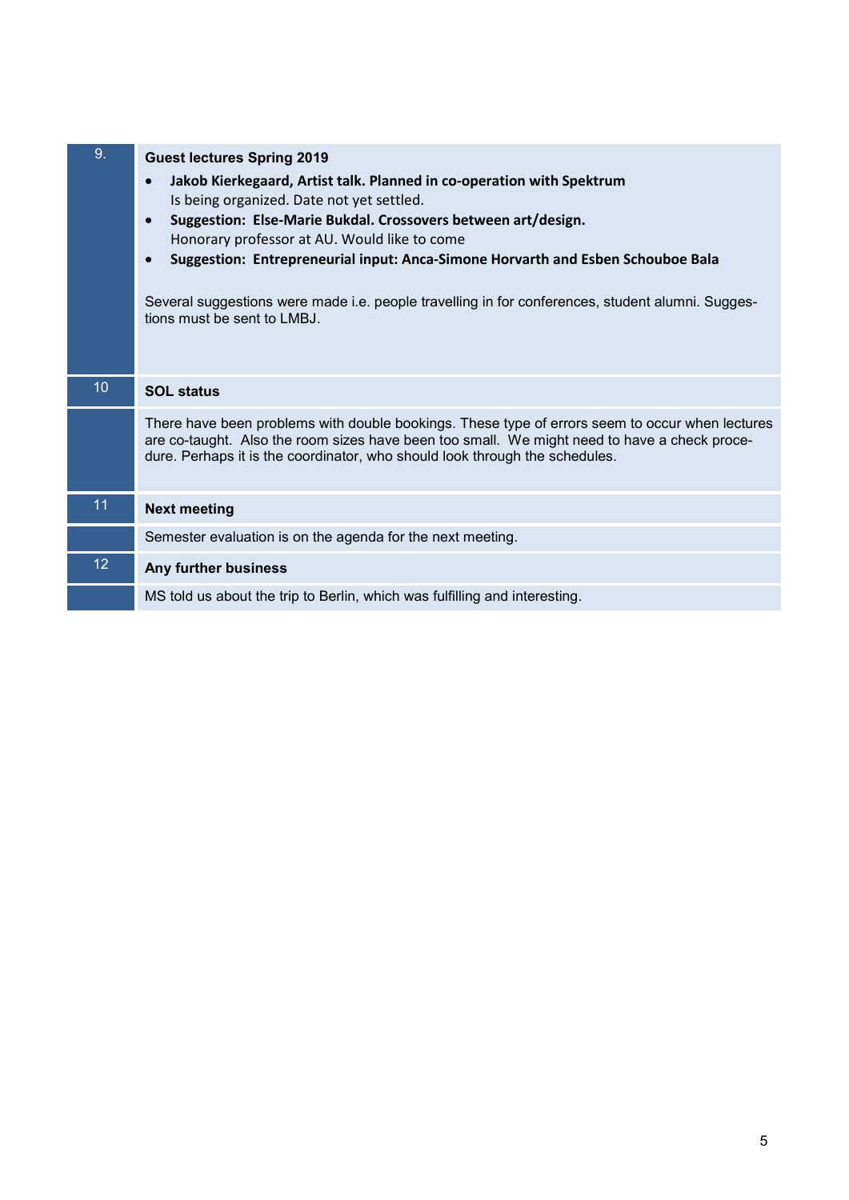| | |
|---|---|
| 9. | **Guest lectures Spring 2019**<br>• **Jakob Kierkegaard, Artist talk. Planned in co-operation with Spektrum**<br>Is being organized. Date not yet settled.<br>• **Suggestion: Else-Marie Bukdal. Crossovers between art/design.**<br>Honorary professor at AU. Would like to come<br>• **Suggestion: Entrepreneurial input: Anca-Simone Horvarth and Esben Schouboe Bala**<br><br>Several suggestions were made i.e. people travelling in for conferences, student alumni. Suggestions must be sent to LMBJ. |
| 10 | **SOL status** |
| | There have been problems with double bookings. These type of errors seem to occur when lectures are co-taught. Also the room sizes have been too small. We might need to have a check procedure. Perhaps it is the coordinator, who should look through the schedules. |
| 11 | **Next meeting** |
| | Semester evaluation is on the agenda for the next meeting. |
| 12 | **Any further business** |
| | MS told us about the trip to Berlin, which was fulfilling and interesting. |